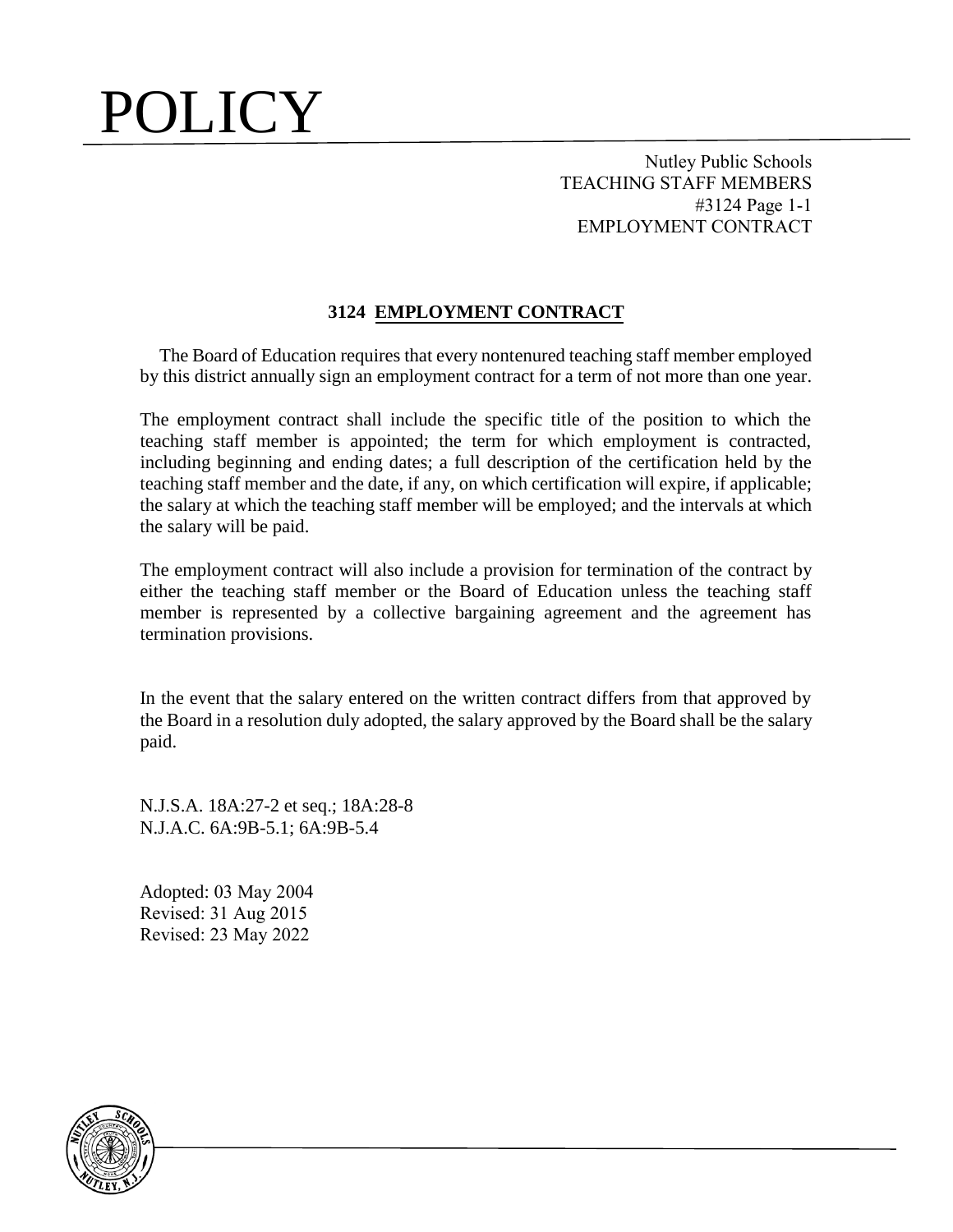# POLICY

Nutley Public Schools
TEACHING STAFF MEMBERS
#3124 Page 1-1
EMPLOYMENT CONTRACT

## 3124 EMPLOYMENT CONTRACT

The Board of Education requires that every nontenured teaching staff member employed by this district annually sign an employment contract for a term of not more than one year.

The employment contract shall include the specific title of the position to which the teaching staff member is appointed; the term for which employment is contracted, including beginning and ending dates; a full description of the certification held by the teaching staff member and the date, if any, on which certification will expire, if applicable; the salary at which the teaching staff member will be employed; and the intervals at which the salary will be paid.

The employment contract will also include a provision for termination of the contract by either the teaching staff member or the Board of Education unless the teaching staff member is represented by a collective bargaining agreement and the agreement has termination provisions.

In the event that the salary entered on the written contract differs from that approved by the Board in a resolution duly adopted, the salary approved by the Board shall be the salary paid.

N.J.S.A. 18A:27-2 et seq.; 18A:28-8
N.J.A.C. 6A:9B-5.1; 6A:9B-5.4

Adopted: 03 May 2004
Revised: 31 Aug 2015
Revised: 23 May 2022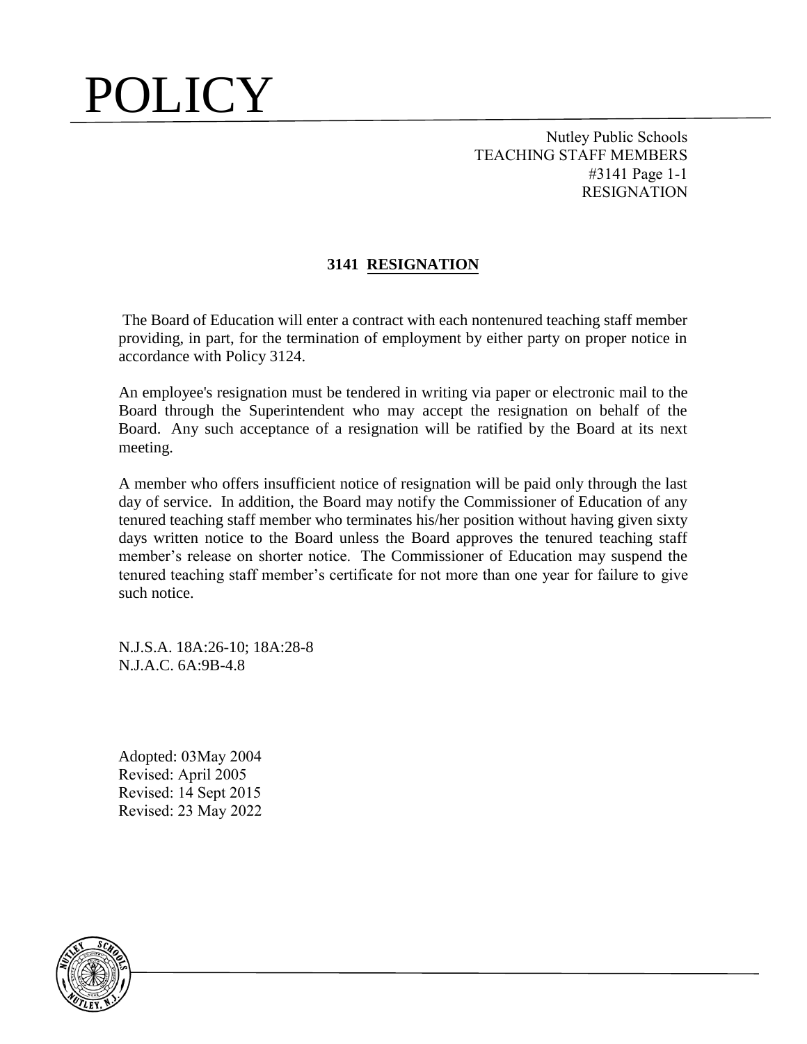# POLICY

Nutley Public Schools
TEACHING STAFF MEMBERS
#3141 Page 1-1
RESIGNATION

## 3141 RESIGNATION

The Board of Education will enter a contract with each nontenured teaching staff member providing, in part, for the termination of employment by either party on proper notice in accordance with Policy 3124.

An employee's resignation must be tendered in writing via paper or electronic mail to the Board through the Superintendent who may accept the resignation on behalf of the Board. Any such acceptance of a resignation will be ratified by the Board at its next meeting.

A member who offers insufficient notice of resignation will be paid only through the last day of service. In addition, the Board may notify the Commissioner of Education of any tenured teaching staff member who terminates his/her position without having given sixty days written notice to the Board unless the Board approves the tenured teaching staff member's release on shorter notice. The Commissioner of Education may suspend the tenured teaching staff member's certificate for not more than one year for failure to give such notice.

N.J.S.A. 18A:26-10; 18A:28-8
N.J.A.C. 6A:9B-4.8

Adopted: 03May 2004
Revised: April 2005
Revised: 14 Sept 2015
Revised: 23 May 2022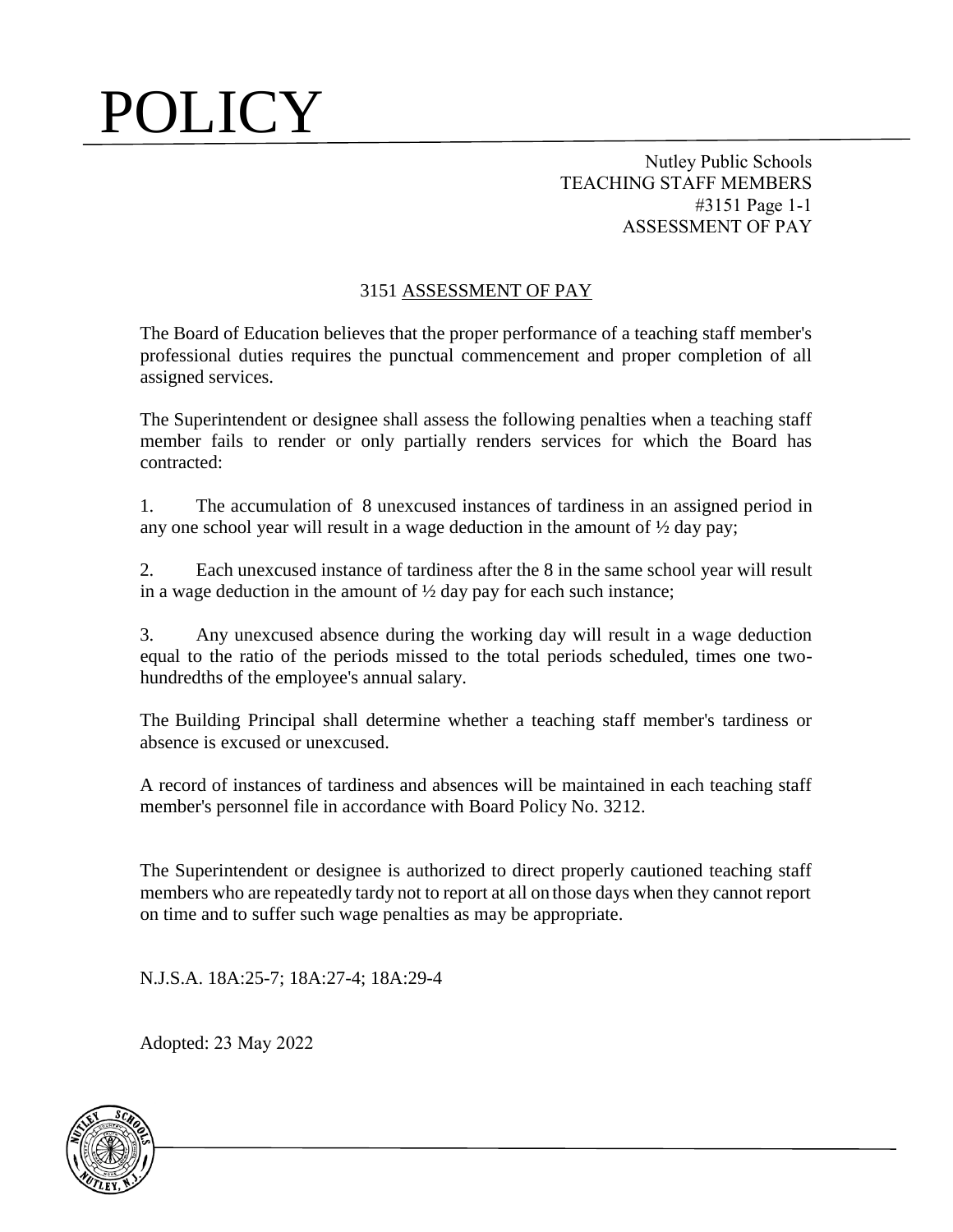# 3151 ASSESSMENT OF PAY

The Board of Education believes that the proper performance of a teaching staff member's professional duties requires the punctual commencement and proper completion of all assigned services.

The Superintendent or designee shall assess the following penalties when a teaching staff member fails to render or only partially renders services for which the Board has contracted:

1. The accumulation of 8 unexcused instances of tardiness in an assigned period in any one school year will result in a wage deduction in the amount of ½ day pay;

2. Each unexcused instance of tardiness after the 8 in the same school year will result in a wage deduction in the amount of ½ day pay for each such instance;

3. Any unexcused absence during the working day will result in a wage deduction equal to the ratio of the periods missed to the total periods scheduled, times one two-hundredths of the employee's annual salary.

The Building Principal shall determine whether a teaching staff member's tardiness or absence is excused or unexcused.

A record of instances of tardiness and absences will be maintained in each teaching staff member's personnel file in accordance with Board Policy No. 3212.

The Superintendent or designee is authorized to direct properly cautioned teaching staff members who are repeatedly tardy not to report at all on those days when they cannot report on time and to suffer such wage penalties as may be appropriate.

N.J.S.A. 18A:25-7; 18A:27-4; 18A:29-4

Adopted: 23 May 2022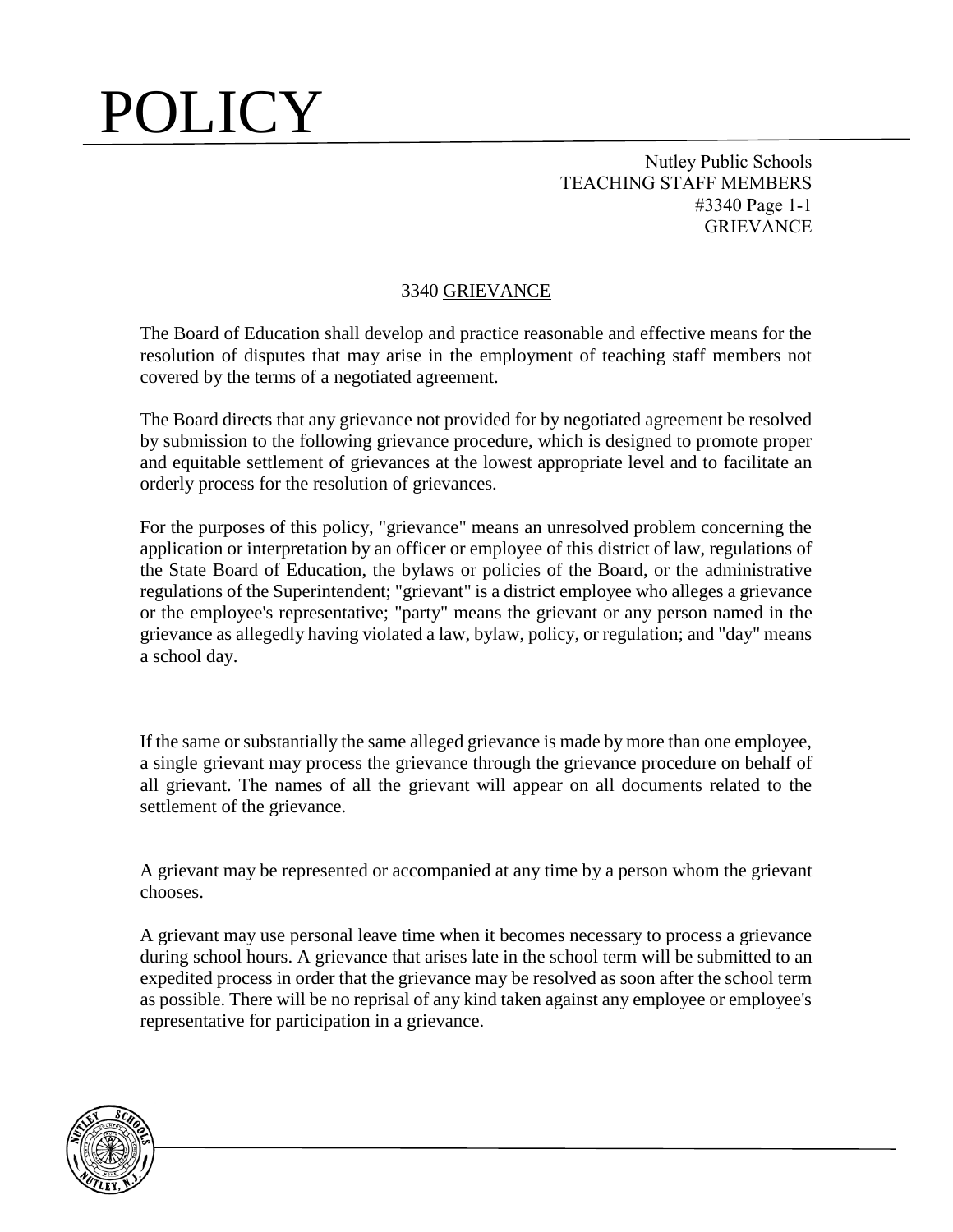# POLICY

Nutley Public Schools
TEACHING STAFF MEMBERS
#3340 Page 1-1
GRIEVANCE

## 3340 GRIEVANCE

The Board of Education shall develop and practice reasonable and effective means for the resolution of disputes that may arise in the employment of teaching staff members not covered by the terms of a negotiated agreement.

The Board directs that any grievance not provided for by negotiated agreement be resolved by submission to the following grievance procedure, which is designed to promote proper and equitable settlement of grievances at the lowest appropriate level and to facilitate an orderly process for the resolution of grievances.

For the purposes of this policy, "grievance" means an unresolved problem concerning the application or interpretation by an officer or employee of this district of law, regulations of the State Board of Education, the bylaws or policies of the Board, or the administrative regulations of the Superintendent; "grievant" is a district employee who alleges a grievance or the employee's representative; "party" means the grievant or any person named in the grievance as allegedly having violated a law, bylaw, policy, or regulation; and "day" means a school day.

If the same or substantially the same alleged grievance is made by more than one employee, a single grievant may process the grievance through the grievance procedure on behalf of all grievant. The names of all the grievant will appear on all documents related to the settlement of the grievance.

A grievant may be represented or accompanied at any time by a person whom the grievant chooses.

A grievant may use personal leave time when it becomes necessary to process a grievance during school hours. A grievance that arises late in the school term will be submitted to an expedited process in order that the grievance may be resolved as soon after the school term as possible. There will be no reprisal of any kind taken against any employee or employee's representative for participation in a grievance.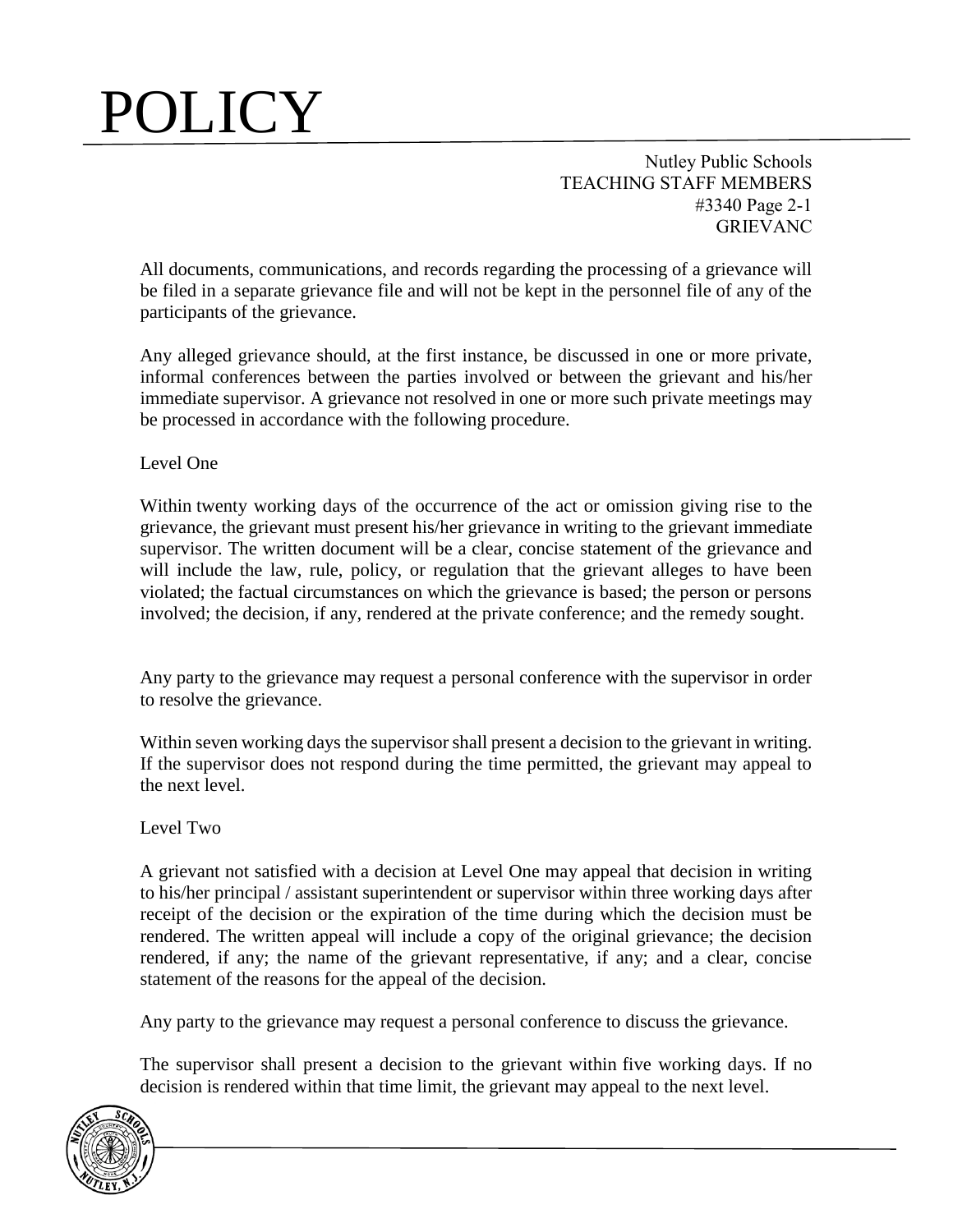All documents, communications, and records regarding the processing of a grievance will be filed in a separate grievance file and will not be kept in the personnel file of any of the participants of the grievance.

Any alleged grievance should, at the first instance, be discussed in one or more private, informal conferences between the parties involved or between the grievant and his/her immediate supervisor. A grievance not resolved in one or more such private meetings may be processed in accordance with the following procedure.

Level One

Within twenty working days of the occurrence of the act or omission giving rise to the grievance, the grievant must present his/her grievance in writing to the grievant immediate supervisor. The written document will be a clear, concise statement of the grievance and will include the law, rule, policy, or regulation that the grievant alleges to have been violated; the factual circumstances on which the grievance is based; the person or persons involved; the decision, if any, rendered at the private conference; and the remedy sought.

Any party to the grievance may request a personal conference with the supervisor in order to resolve the grievance.

Within seven working days the supervisor shall present a decision to the grievant in writing. If the supervisor does not respond during the time permitted, the grievant may appeal to the next level.

Level Two

A grievant not satisfied with a decision at Level One may appeal that decision in writing to his/her principal / assistant superintendent or supervisor within three working days after receipt of the decision or the expiration of the time during which the decision must be rendered. The written appeal will include a copy of the original grievance; the decision rendered, if any; the name of the grievant representative, if any; and a clear, concise statement of the reasons for the appeal of the decision.

Any party to the grievance may request a personal conference to discuss the grievance.

The supervisor shall present a decision to the grievant within five working days. If no decision is rendered within that time limit, the grievant may appeal to the next level.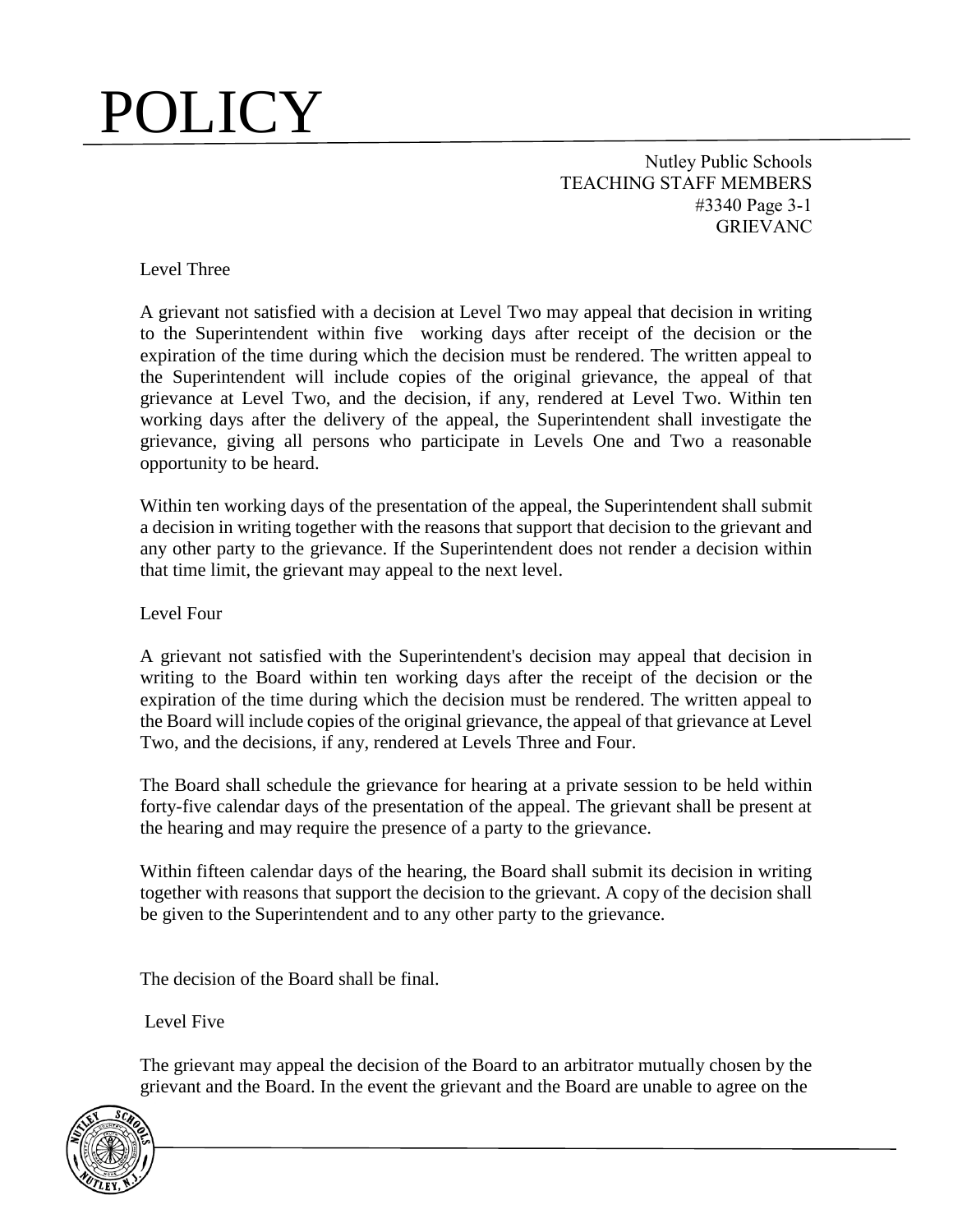Level Three

A grievant not satisfied with a decision at Level Two may appeal that decision in writing to the Superintendent within five working days after receipt of the decision or the expiration of the time during which the decision must be rendered. The written appeal to the Superintendent will include copies of the original grievance, the appeal of that grievance at Level Two, and the decision, if any, rendered at Level Two. Within ten working days after the delivery of the appeal, the Superintendent shall investigate the grievance, giving all persons who participate in Levels One and Two a reasonable opportunity to be heard.

Within ten working days of the presentation of the appeal, the Superintendent shall submit a decision in writing together with the reasons that support that decision to the grievant and any other party to the grievance. If the Superintendent does not render a decision within that time limit, the grievant may appeal to the next level.

Level Four

A grievant not satisfied with the Superintendent's decision may appeal that decision in writing to the Board within ten working days after the receipt of the decision or the expiration of the time during which the decision must be rendered. The written appeal to the Board will include copies of the original grievance, the appeal of that grievance at Level Two, and the decisions, if any, rendered at Levels Three and Four.

The Board shall schedule the grievance for hearing at a private session to be held within forty-five calendar days of the presentation of the appeal. The grievant shall be present at the hearing and may require the presence of a party to the grievance.

Within fifteen calendar days of the hearing, the Board shall submit its decision in writing together with reasons that support the decision to the grievant. A copy of the decision shall be given to the Superintendent and to any other party to the grievance.

The decision of the Board shall be final.

Level Five

The grievant may appeal the decision of the Board to an arbitrator mutually chosen by the grievant and the Board. In the event the grievant and the Board are unable to agree on the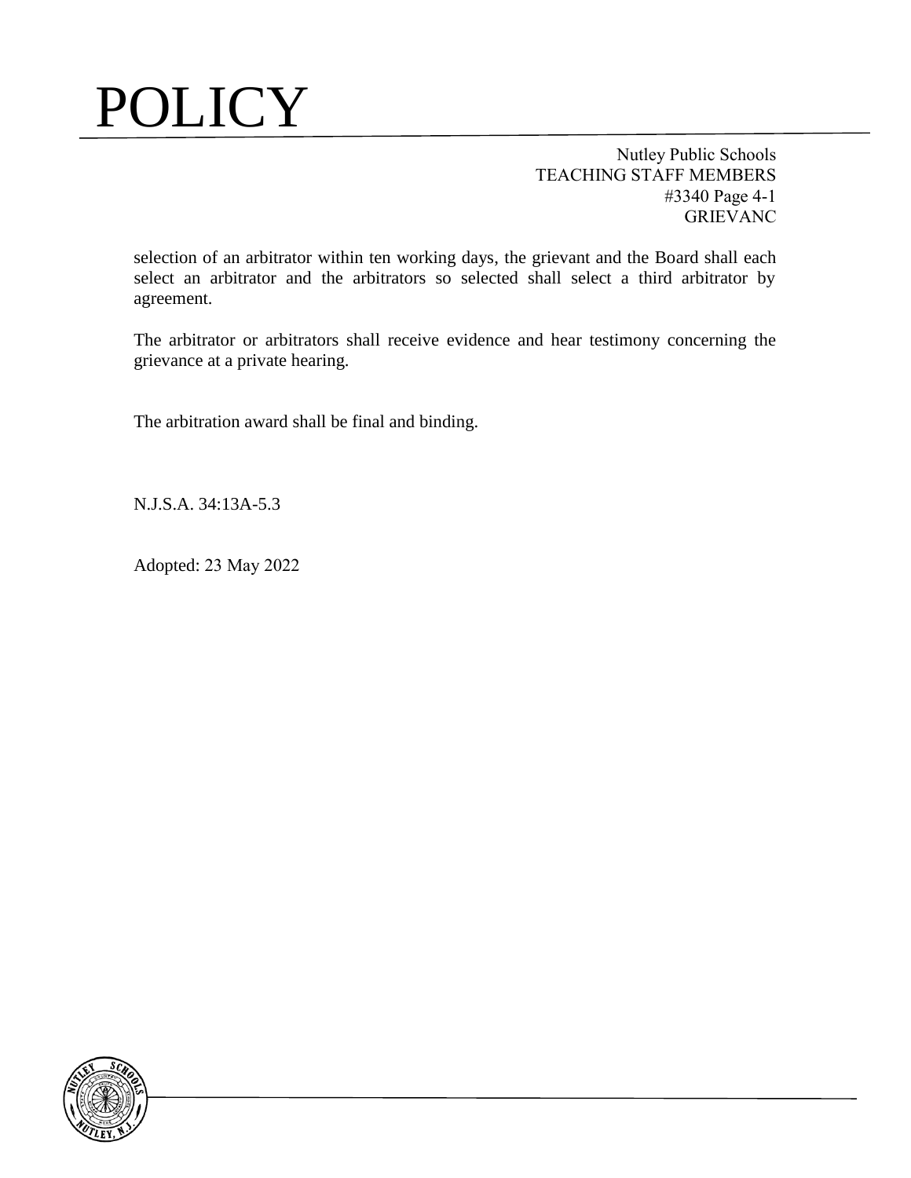selection of an arbitrator within ten working days, the grievant and the Board shall each select an arbitrator and the arbitrators so selected shall select a third arbitrator by agreement.

The arbitrator or arbitrators shall receive evidence and hear testimony concerning the grievance at a private hearing.

The arbitration award shall be final and binding.

N.J.S.A. 34:13A-5.3

Adopted: 23 May 2022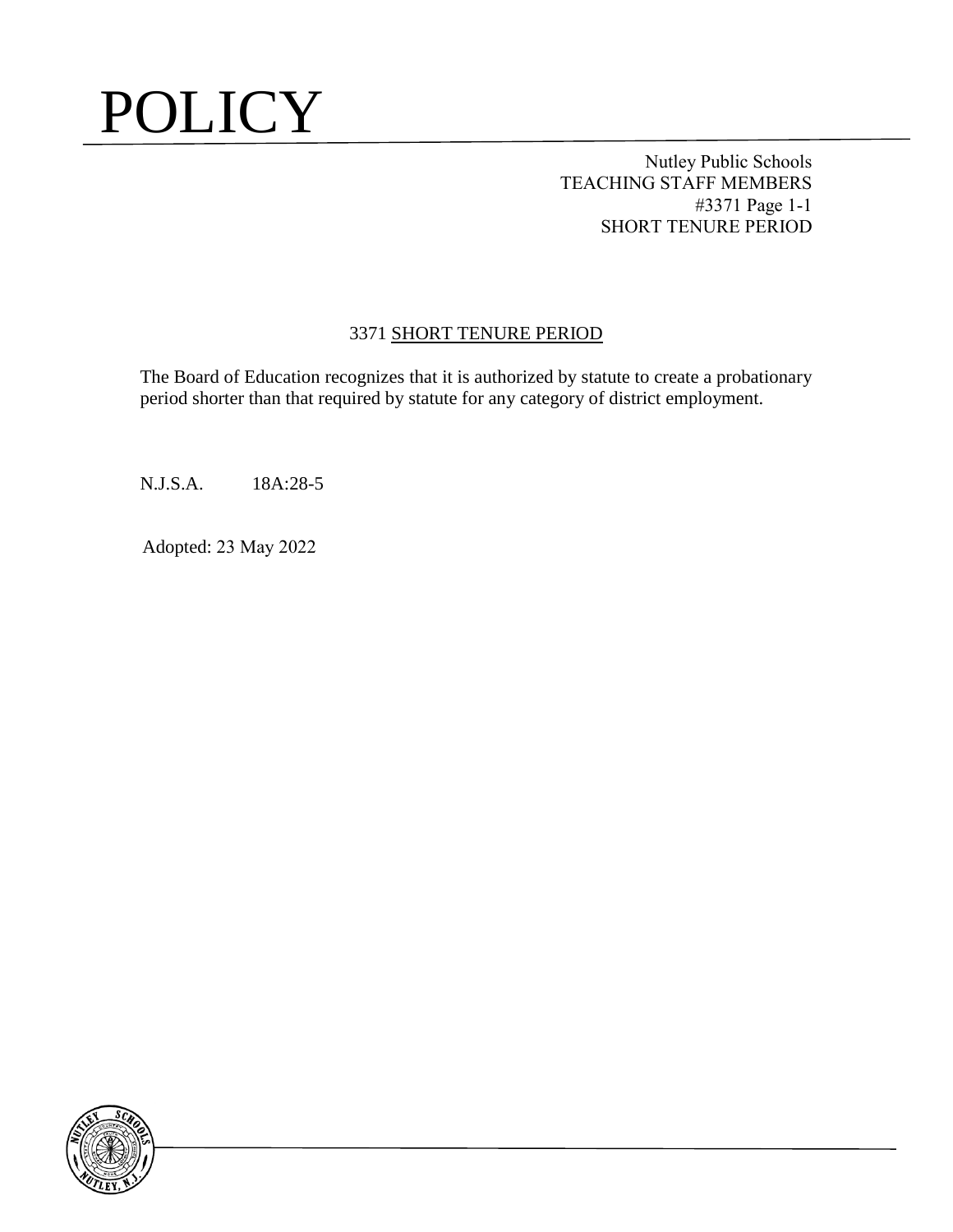# POLICY

Nutley Public Schools
TEACHING STAFF MEMBERS
#3371 Page 1-1
SHORT TENURE PERIOD

## 3371 SHORT TENURE PERIOD

The Board of Education recognizes that it is authorized by statute to create a probationary period shorter than that required by statute for any category of district employment.

N.J.S.A. 18A:28-5

Adopted: 23 May 2022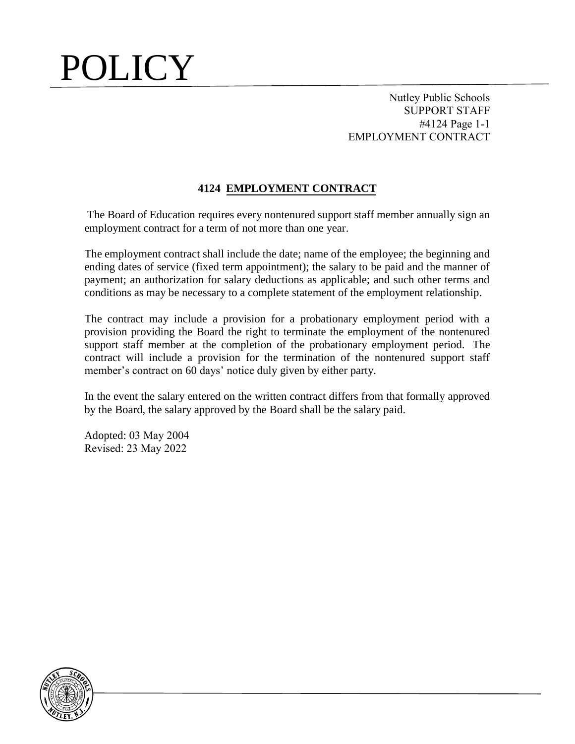# POLICY

Nutley Public Schools
SUPPORT STAFF
#4124 Page 1-1
EMPLOYMENT CONTRACT

## 4124 EMPLOYMENT CONTRACT

The Board of Education requires every nontenured support staff member annually sign an employment contract for a term of not more than one year.

The employment contract shall include the date; name of the employee; the beginning and ending dates of service (fixed term appointment); the salary to be paid and the manner of payment; an authorization for salary deductions as applicable; and such other terms and conditions as may be necessary to a complete statement of the employment relationship.

The contract may include a provision for a probationary employment period with a provision providing the Board the right to terminate the employment of the nontenured support staff member at the completion of the probationary employment period. The contract will include a provision for the termination of the nontenured support staff member's contract on 60 days' notice duly given by either party.

In the event the salary entered on the written contract differs from that formally approved by the Board, the salary approved by the Board shall be the salary paid.

Adopted: 03 May 2004
Revised: 23 May 2022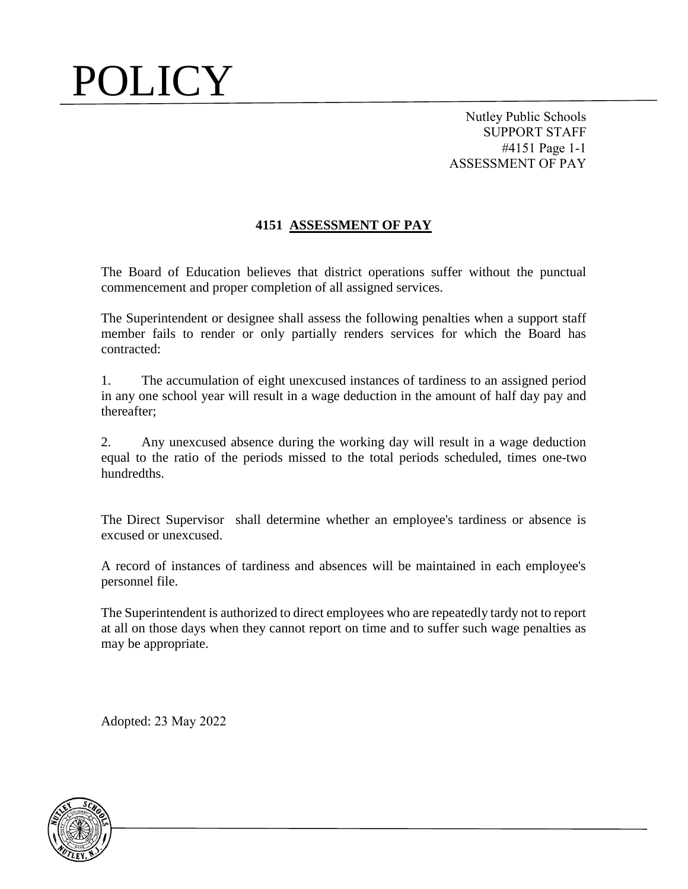# POLICY

Nutley Public Schools
SUPPORT STAFF
#4151 Page 1-1
ASSESSMENT OF PAY

## 4151 ASSESSMENT OF PAY

The Board of Education believes that district operations suffer without the punctual commencement and proper completion of all assigned services.

The Superintendent or designee shall assess the following penalties when a support staff member fails to render or only partially renders services for which the Board has contracted:

1. The accumulation of eight unexcused instances of tardiness to an assigned period in any one school year will result in a wage deduction in the amount of half day pay and thereafter;

2. Any unexcused absence during the working day will result in a wage deduction equal to the ratio of the periods missed to the total periods scheduled, times one-two hundredths.

The Direct Supervisor shall determine whether an employee's tardiness or absence is excused or unexcused.

A record of instances of tardiness and absences will be maintained in each employee's personnel file.

The Superintendent is authorized to direct employees who are repeatedly tardy not to report at all on those days when they cannot report on time and to suffer such wage penalties as may be appropriate.

Adopted: 23 May 2022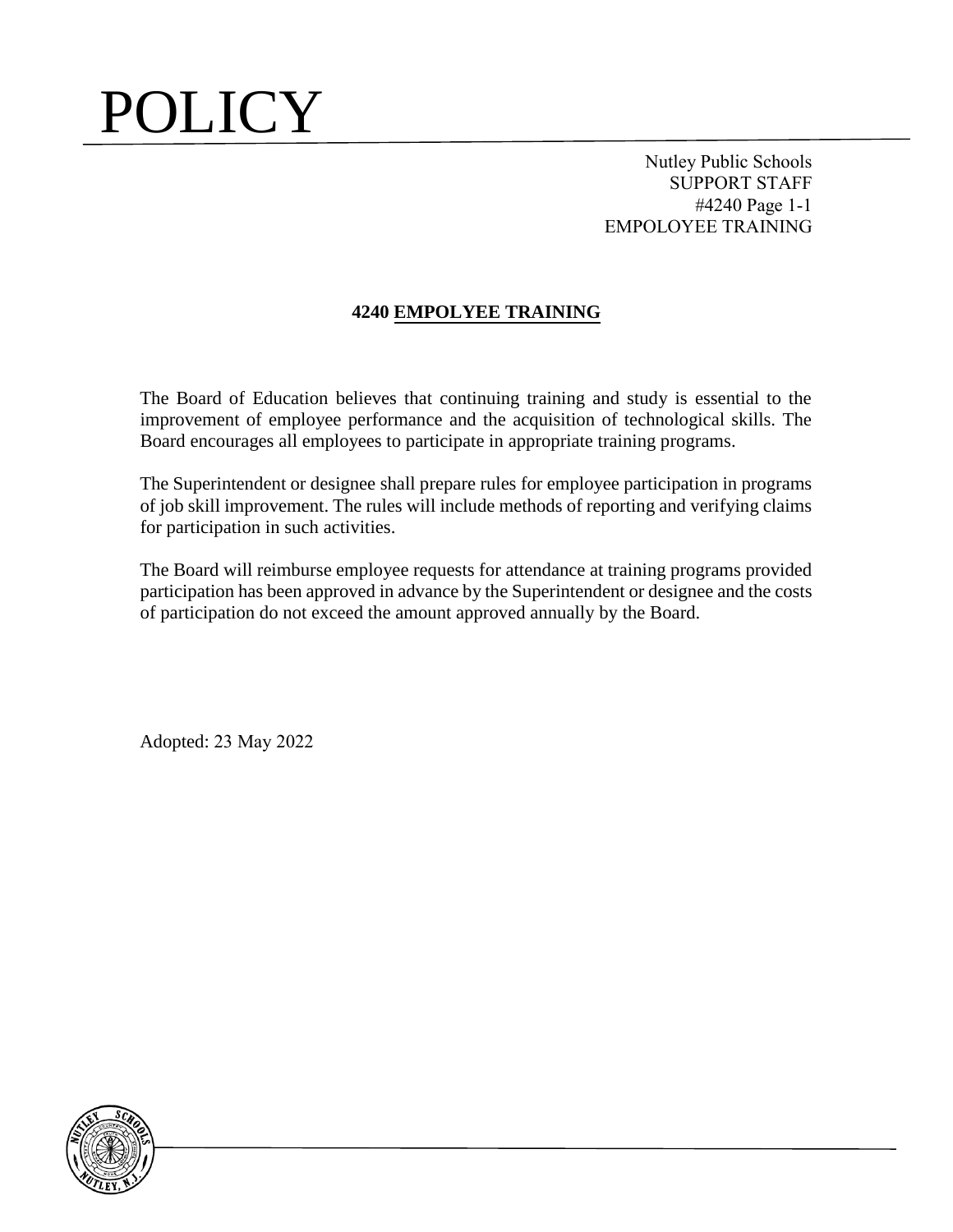# POLICY

Nutley Public Schools
SUPPORT STAFF
#4240 Page 1-1
EMPOLOYEE TRAINING

## 4240 EMPOLYEE TRAINING

The Board of Education believes that continuing training and study is essential to the improvement of employee performance and the acquisition of technological skills. The Board encourages all employees to participate in appropriate training programs.

The Superintendent or designee shall prepare rules for employee participation in programs of job skill improvement. The rules will include methods of reporting and verifying claims for participation in such activities.

The Board will reimburse employee requests for attendance at training programs provided participation has been approved in advance by the Superintendent or designee and the costs of participation do not exceed the amount approved annually by the Board.

Adopted: 23 May 2022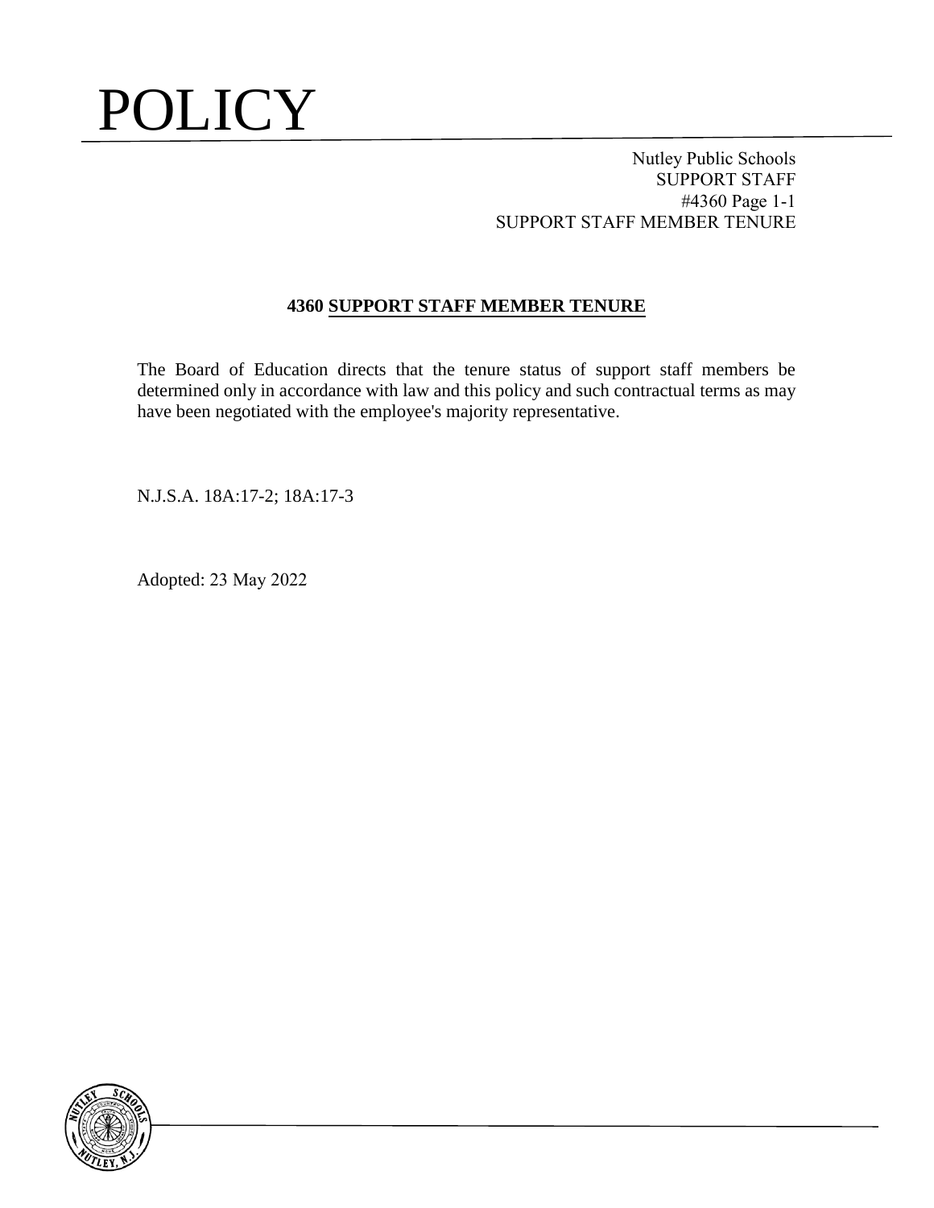# 4360 SUPPORT STAFF MEMBER TENURE

The Board of Education directs that the tenure status of support staff members be determined only in accordance with law and this policy and such contractual terms as may have been negotiated with the employee's majority representative.

N.J.S.A. 18A:17-2; 18A:17-3

Adopted: 23 May 2022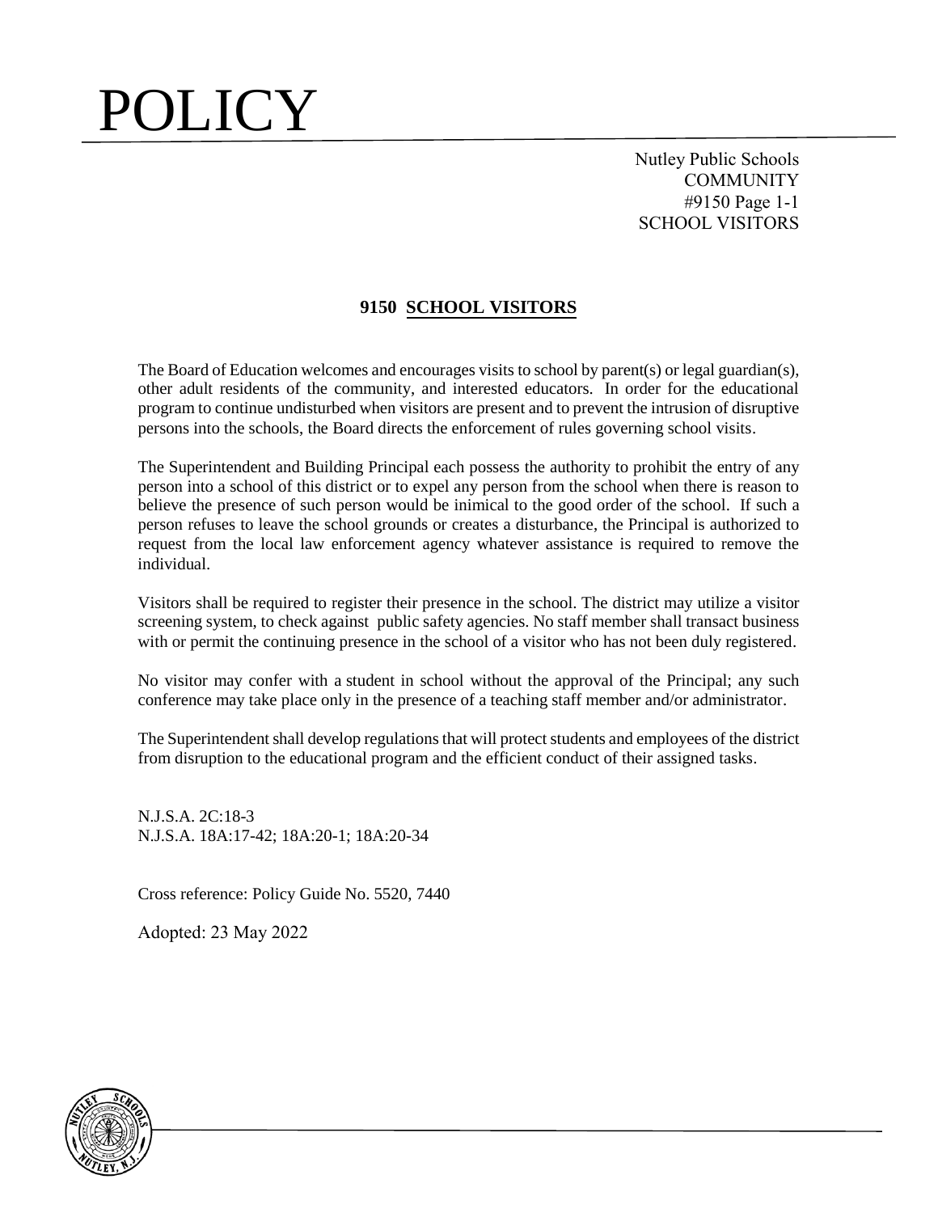# POLICY

Nutley Public Schools
COMMUNITY
#9150 Page 1-1
SCHOOL VISITORS

## 9150 SCHOOL VISITORS

The Board of Education welcomes and encourages visits to school by parent(s) or legal guardian(s), other adult residents of the community, and interested educators. In order for the educational program to continue undisturbed when visitors are present and to prevent the intrusion of disruptive persons into the schools, the Board directs the enforcement of rules governing school visits.

The Superintendent and Building Principal each possess the authority to prohibit the entry of any person into a school of this district or to expel any person from the school when there is reason to believe the presence of such person would be inimical to the good order of the school. If such a person refuses to leave the school grounds or creates a disturbance, the Principal is authorized to request from the local law enforcement agency whatever assistance is required to remove the individual.

Visitors shall be required to register their presence in the school. The district may utilize a visitor screening system, to check against public safety agencies. No staff member shall transact business with or permit the continuing presence in the school of a visitor who has not been duly registered.

No visitor may confer with a student in school without the approval of the Principal; any such conference may take place only in the presence of a teaching staff member and/or administrator.

The Superintendent shall develop regulations that will protect students and employees of the district from disruption to the educational program and the efficient conduct of their assigned tasks.

N.J.S.A. 2C:18-3
N.J.S.A. 18A:17-42; 18A:20-1; 18A:20-34

Cross reference: Policy Guide No. 5520, 7440

Adopted: 23 May 2022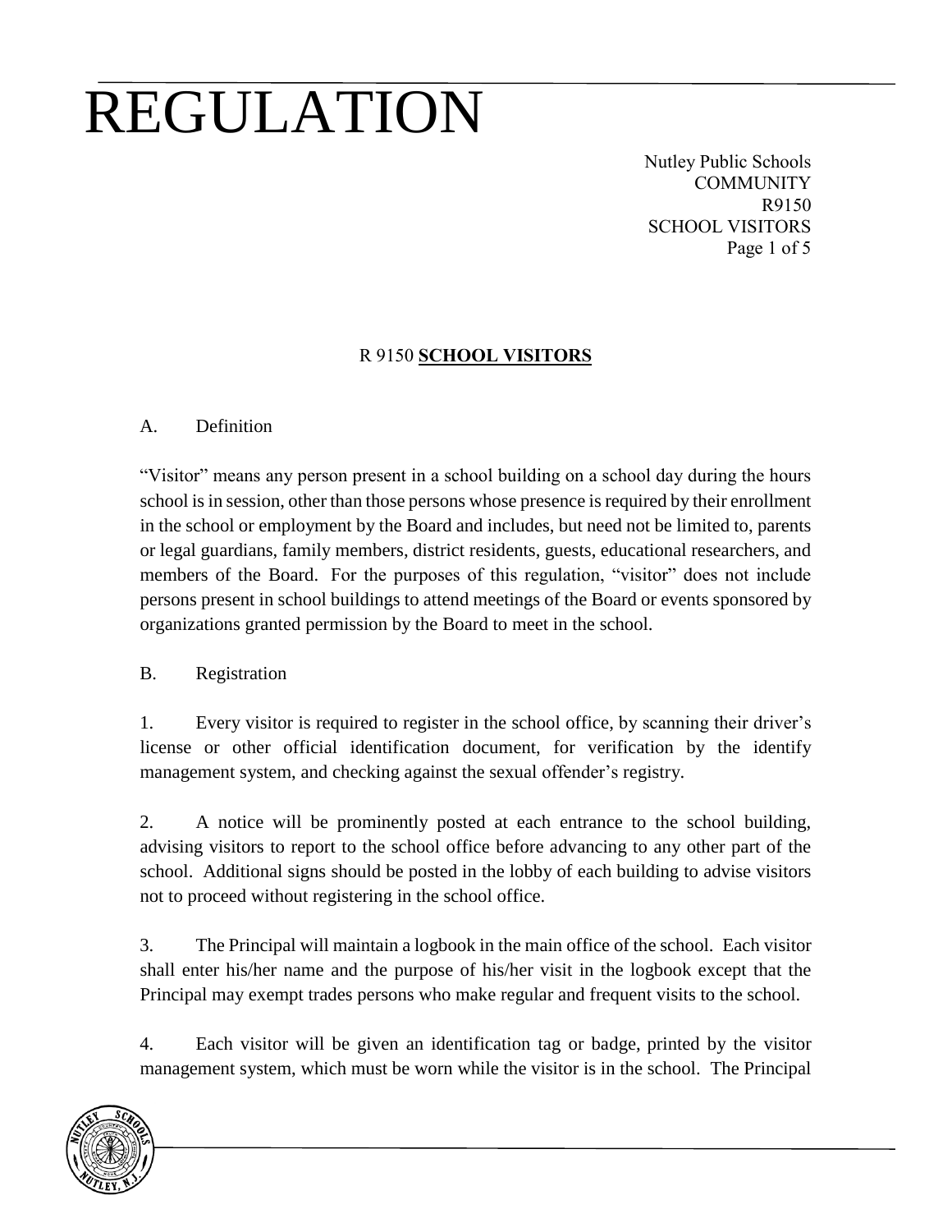# REGULATION

Nutley Public Schools
COMMUNITY
R9150
SCHOOL VISITORS

## R 9150 **SCHOOL VISITORS**

A. Definition

"Visitor" means any person present in a school building on a school day during the hours school is in session, other than those persons whose presence is required by their enrollment in the school or employment by the Board and includes, but need not be limited to, parents or legal guardians, family members, district residents, guests, educational researchers, and members of the Board. For the purposes of this regulation, "visitor" does not include persons present in school buildings to attend meetings of the Board or events sponsored by organizations granted permission by the Board to meet in the school.

B. Registration

1. Every visitor is required to register in the school office, by scanning their driver's license or other official identification document, for verification by the identify management system, and checking against the sexual offender's registry.

2. A notice will be prominently posted at each entrance to the school building, advising visitors to report to the school office before advancing to any other part of the school. Additional signs should be posted in the lobby of each building to advise visitors not to proceed without registering in the school office.

3. The Principal will maintain a logbook in the main office of the school. Each visitor shall enter his/her name and the purpose of his/her visit in the logbook except that the Principal may exempt trades persons who make regular and frequent visits to the school.

4. Each visitor will be given an identification tag or badge, printed by the visitor management system, which must be worn while the visitor is in the school. The Principal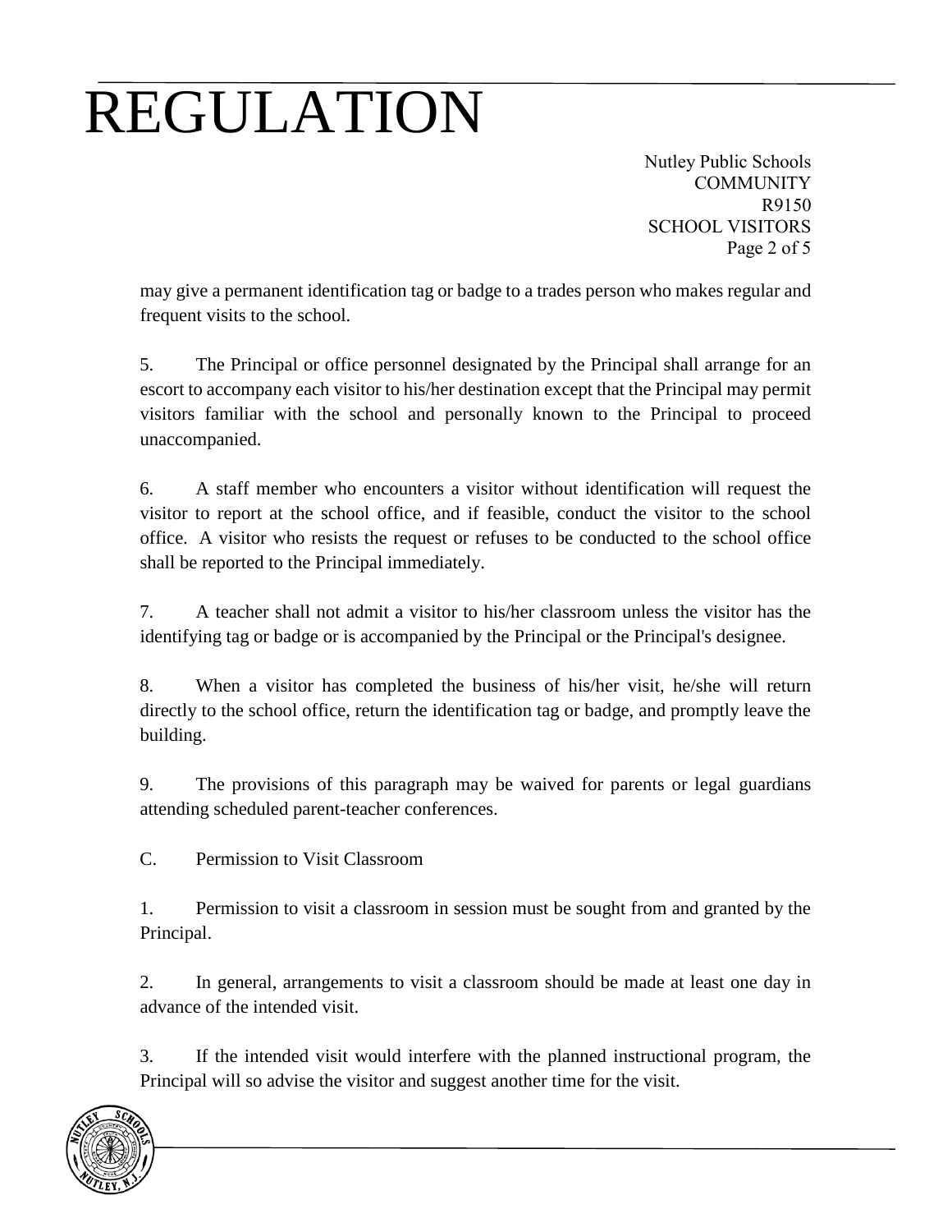may give a permanent identification tag or badge to a trades person who makes regular and frequent visits to the school.

5. The Principal or office personnel designated by the Principal shall arrange for an escort to accompany each visitor to his/her destination except that the Principal may permit visitors familiar with the school and personally known to the Principal to proceed unaccompanied.

6. A staff member who encounters a visitor without identification will request the visitor to report at the school office, and if feasible, conduct the visitor to the school office. A visitor who resists the request or refuses to be conducted to the school office shall be reported to the Principal immediately.

7. A teacher shall not admit a visitor to his/her classroom unless the visitor has the identifying tag or badge or is accompanied by the Principal or the Principal's designee.

8. When a visitor has completed the business of his/her visit, he/she will return directly to the school office, return the identification tag or badge, and promptly leave the building.

9. The provisions of this paragraph may be waived for parents or legal guardians attending scheduled parent-teacher conferences.

C. Permission to Visit Classroom

1. Permission to visit a classroom in session must be sought from and granted by the Principal.

2. In general, arrangements to visit a classroom should be made at least one day in advance of the intended visit.

3. If the intended visit would interfere with the planned instructional program, the Principal will so advise the visitor and suggest another time for the visit.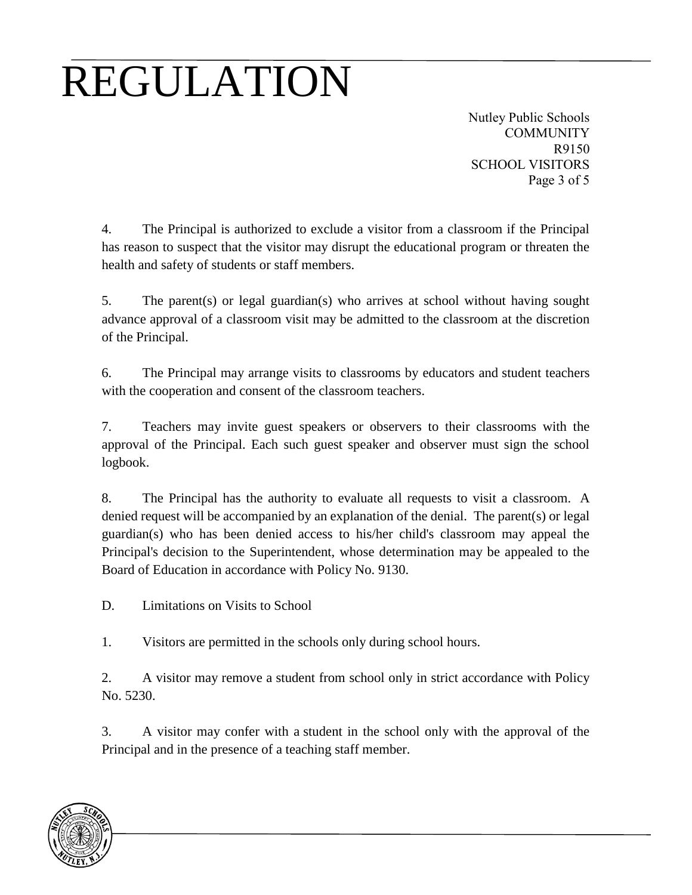4. The Principal is authorized to exclude a visitor from a classroom if the Principal has reason to suspect that the visitor may disrupt the educational program or threaten the health and safety of students or staff members.

5. The parent(s) or legal guardian(s) who arrives at school without having sought advance approval of a classroom visit may be admitted to the classroom at the discretion of the Principal.

6. The Principal may arrange visits to classrooms by educators and student teachers with the cooperation and consent of the classroom teachers.

7. Teachers may invite guest speakers or observers to their classrooms with the approval of the Principal. Each such guest speaker and observer must sign the school logbook.

8. The Principal has the authority to evaluate all requests to visit a classroom. A denied request will be accompanied by an explanation of the denial. The parent(s) or legal guardian(s) who has been denied access to his/her child's classroom may appeal the Principal's decision to the Superintendent, whose determination may be appealed to the Board of Education in accordance with Policy No. 9130.

D. Limitations on Visits to School

1. Visitors are permitted in the schools only during school hours.

2. A visitor may remove a student from school only in strict accordance with Policy No. 5230.

3. A visitor may confer with a student in the school only with the approval of the Principal and in the presence of a teaching staff member.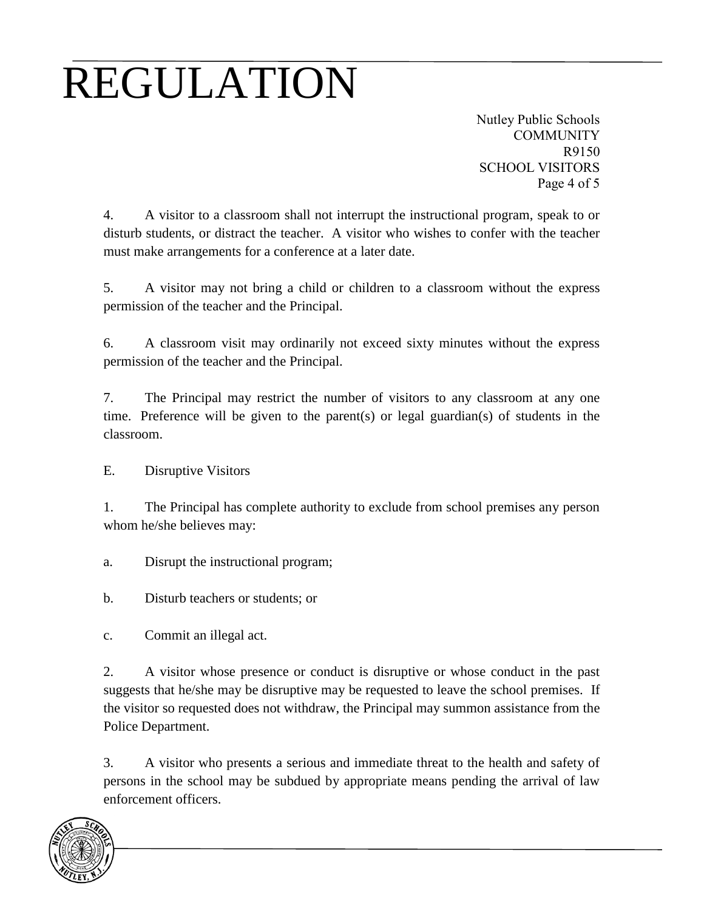4. A visitor to a classroom shall not interrupt the instructional program, speak to or disturb students, or distract the teacher. A visitor who wishes to confer with the teacher must make arrangements for a conference at a later date.

5. A visitor may not bring a child or children to a classroom without the express permission of the teacher and the Principal.

6. A classroom visit may ordinarily not exceed sixty minutes without the express permission of the teacher and the Principal.

7. The Principal may restrict the number of visitors to any classroom at any one time. Preference will be given to the parent(s) or legal guardian(s) of students in the classroom.

E. Disruptive Visitors

1. The Principal has complete authority to exclude from school premises any person whom he/she believes may:

a. Disrupt the instructional program;

b. Disturb teachers or students; or

c. Commit an illegal act.

2. A visitor whose presence or conduct is disruptive or whose conduct in the past suggests that he/she may be disruptive may be requested to leave the school premises. If the visitor so requested does not withdraw, the Principal may summon assistance from the Police Department.

3. A visitor who presents a serious and immediate threat to the health and safety of persons in the school may be subdued by appropriate means pending the arrival of law enforcement officers.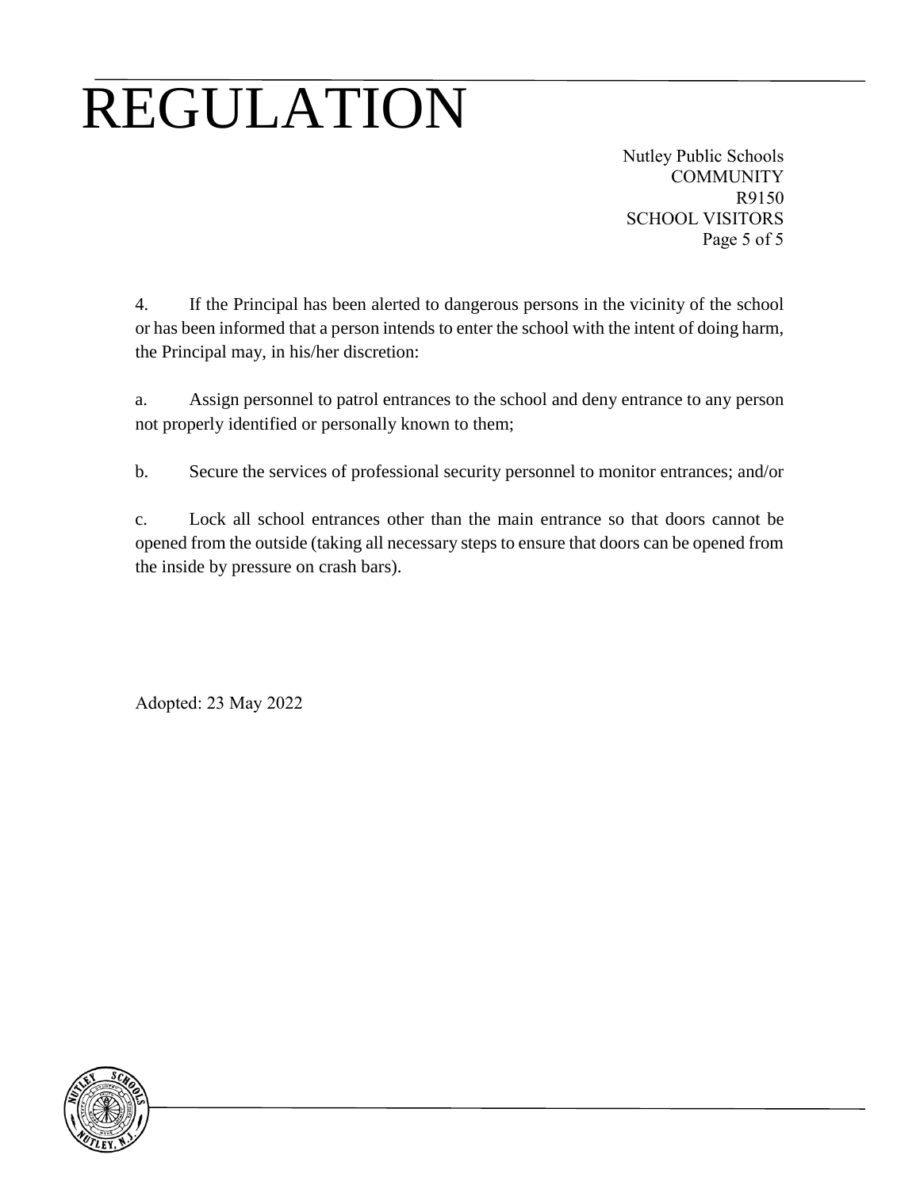4. If the Principal has been alerted to dangerous persons in the vicinity of the school or has been informed that a person intends to enter the school with the intent of doing harm, the Principal may, in his/her discretion:

a. Assign personnel to patrol entrances to the school and deny entrance to any person not properly identified or personally known to them;

b. Secure the services of professional security personnel to monitor entrances; and/or

c. Lock all school entrances other than the main entrance so that doors cannot be opened from the outside (taking all necessary steps to ensure that doors can be opened from the inside by pressure on crash bars).

Adopted: 23 May 2022